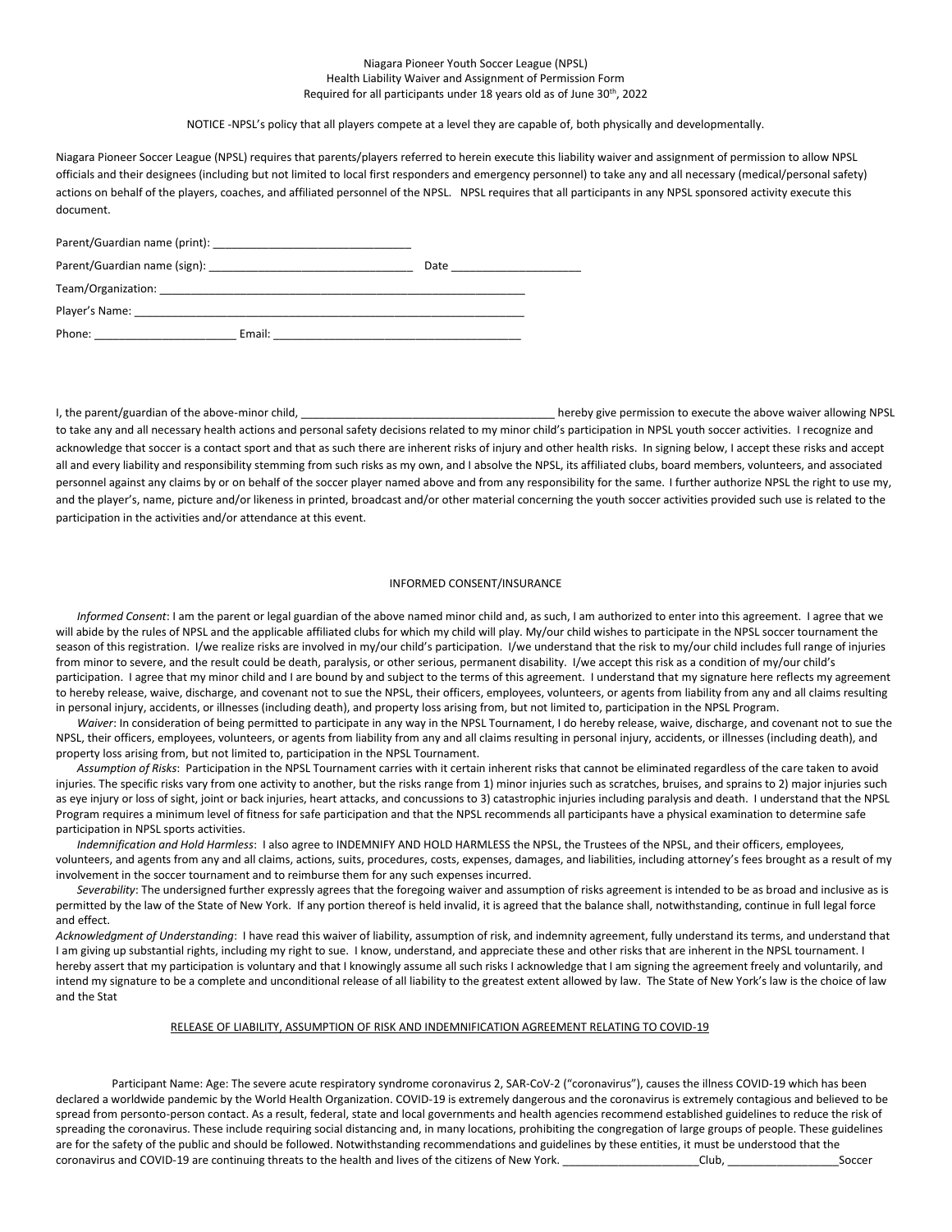Niagara Pioneer Youth Soccer League (NPSL)
Health Liability Waiver and Assignment of Permission Form
Required for all participants under 18 years old as of June 30th, 2022

NOTICE -NPSL's policy that all players compete at a level they are capable of, both physically and developmentally.

Niagara Pioneer Soccer League (NPSL) requires that parents/players referred to herein execute this liability waiver and assignment of permission to allow NPSL officials and their designees (including but not limited to local first responders and emergency personnel) to take any and all necessary (medical/personal safety) actions on behalf of the players, coaches, and affiliated personnel of the NPSL. NPSL requires that all participants in any NPSL sponsored activity execute this document.

Parent/Guardian name (print): ________________________________

Parent/Guardian name (sign): _________________________________ Date _____________________

Team/Organization: ____________________________________________________________

Player's Name: ________________________________________________________________

Phone: _______________________ Email: ________________________________________

I, the parent/guardian of the above-minor child, ___________________________________________ hereby give permission to execute the above waiver allowing NPSL to take any and all necessary health actions and personal safety decisions related to my minor child's participation in NPSL youth soccer activities. I recognize and acknowledge that soccer is a contact sport and that as such there are inherent risks of injury and other health risks. In signing below, I accept these risks and accept all and every liability and responsibility stemming from such risks as my own, and I absolve the NPSL, its affiliated clubs, board members, volunteers, and associated personnel against any claims by or on behalf of the soccer player named above and from any responsibility for the same. I further authorize NPSL the right to use my, and the player's, name, picture and/or likeness in printed, broadcast and/or other material concerning the youth soccer activities provided such use is related to the participation in the activities and/or attendance at this event.

INFORMED CONSENT/INSURANCE

*Informed Consent*: I am the parent or legal guardian of the above named minor child and, as such, I am authorized to enter into this agreement. I agree that we will abide by the rules of NPSL and the applicable affiliated clubs for which my child will play. My/our child wishes to participate in the NPSL soccer tournament the season of this registration. I/we realize risks are involved in my/our child's participation. I/we understand that the risk to my/our child includes full range of injuries from minor to severe, and the result could be death, paralysis, or other serious, permanent disability. I/we accept this risk as a condition of my/our child's participation. I agree that my minor child and I are bound by and subject to the terms of this agreement. I understand that my signature here reflects my agreement to hereby release, waive, discharge, and covenant not to sue the NPSL, their officers, employees, volunteers, or agents from liability from any and all claims resulting in personal injury, accidents, or illnesses (including death), and property loss arising from, but not limited to, participation in the NPSL Program.

*Waiver*: In consideration of being permitted to participate in any way in the NPSL Tournament, I do hereby release, waive, discharge, and covenant not to sue the NPSL, their officers, employees, volunteers, or agents from liability from any and all claims resulting in personal injury, accidents, or illnesses (including death), and property loss arising from, but not limited to, participation in the NPSL Tournament.

*Assumption of Risks*: Participation in the NPSL Tournament carries with it certain inherent risks that cannot be eliminated regardless of the care taken to avoid injuries. The specific risks vary from one activity to another, but the risks range from 1) minor injuries such as scratches, bruises, and sprains to 2) major injuries such as eye injury or loss of sight, joint or back injuries, heart attacks, and concussions to 3) catastrophic injuries including paralysis and death. I understand that the NPSL Program requires a minimum level of fitness for safe participation and that the NPSL recommends all participants have a physical examination to determine safe participation in NPSL sports activities.

*Indemnification and Hold Harmless*: I also agree to INDEMNIFY AND HOLD HARMLESS the NPSL, the Trustees of the NPSL, and their officers, employees, volunteers, and agents from any and all claims, actions, suits, procedures, costs, expenses, damages, and liabilities, including attorney's fees brought as a result of my involvement in the soccer tournament and to reimburse them for any such expenses incurred.

*Severability*: The undersigned further expressly agrees that the foregoing waiver and assumption of risks agreement is intended to be as broad and inclusive as is permitted by the law of the State of New York. If any portion thereof is held invalid, it is agreed that the balance shall, notwithstanding, continue in full legal force and effect.

*Acknowledgment of Understanding*: I have read this waiver of liability, assumption of risk, and indemnity agreement, fully understand its terms, and understand that I am giving up substantial rights, including my right to sue. I know, understand, and appreciate these and other risks that are inherent in the NPSL tournament. I hereby assert that my participation is voluntary and that I knowingly assume all such risks I acknowledge that I am signing the agreement freely and voluntarily, and intend my signature to be a complete and unconditional release of all liability to the greatest extent allowed by law. The State of New York's law is the choice of law and the Stat

RELEASE OF LIABILITY, ASSUMPTION OF RISK AND INDEMNIFICATION AGREEMENT RELATING TO COVID-19

Participant Name: Age: The severe acute respiratory syndrome coronavirus 2, SAR-CoV-2 ("coronavirus"), causes the illness COVID-19 which has been declared a worldwide pandemic by the World Health Organization. COVID-19 is extremely dangerous and the coronavirus is extremely contagious and believed to be spread from personto-person contact. As a result, federal, state and local governments and health agencies recommend established guidelines to reduce the risk of spreading the coronavirus. These include requiring social distancing and, in many locations, prohibiting the congregation of large groups of people. These guidelines are for the safety of the public and should be followed. Notwithstanding recommendations and guidelines by these entities, it must be understood that the coronavirus and COVID-19 are continuing threats to the health and lives of the citizens of New York. ______________________Club, __________________Soccer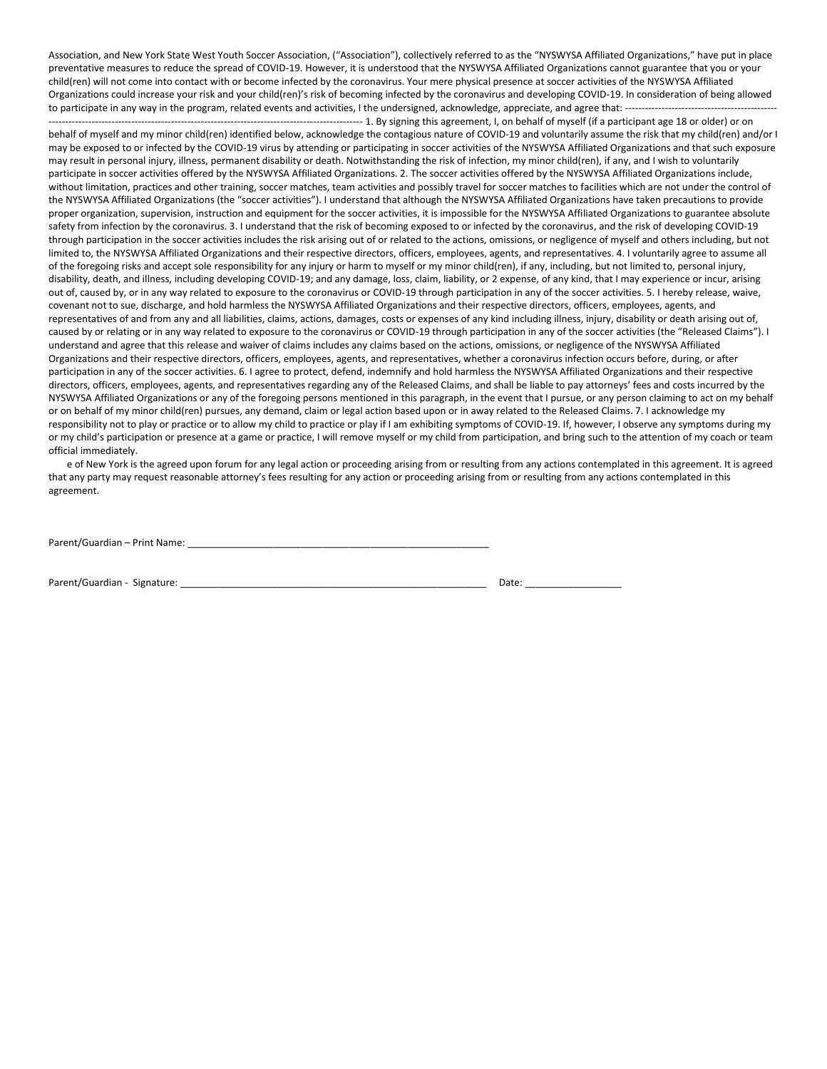Association, and New York State West Youth Soccer Association, ("Association"), collectively referred to as the "NYSWYSA Affiliated Organizations," have put in place preventative measures to reduce the spread of COVID-19. However, it is understood that the NYSWYSA Affiliated Organizations cannot guarantee that you or your child(ren) will not come into contact with or become infected by the coronavirus. Your mere physical presence at soccer activities of the NYSWYSA Affiliated Organizations could increase your risk and your child(ren)'s risk of becoming infected by the coronavirus and developing COVID-19. In consideration of being allowed to participate in any way in the program, related events and activities, I the undersigned, acknowledge, appreciate, and agree that: ------------------------------------------------------------------------------------------------------------------------------------------------ 1. By signing this agreement, I, on behalf of myself (if a participant age 18 or older) or on behalf of myself and my minor child(ren) identified below, acknowledge the contagious nature of COVID-19 and voluntarily assume the risk that my child(ren) and/or I may be exposed to or infected by the COVID-19 virus by attending or participating in soccer activities of the NYSWYSA Affiliated Organizations and that such exposure may result in personal injury, illness, permanent disability or death. Notwithstanding the risk of infection, my minor child(ren), if any, and I wish to voluntarily participate in soccer activities offered by the NYSWYSA Affiliated Organizations. 2. The soccer activities offered by the NYSWYSA Affiliated Organizations include, without limitation, practices and other training, soccer matches, team activities and possibly travel for soccer matches to facilities which are not under the control of the NYSWYSA Affiliated Organizations (the "soccer activities"). I understand that although the NYSWYSA Affiliated Organizations have taken precautions to provide proper organization, supervision, instruction and equipment for the soccer activities, it is impossible for the NYSWYSA Affiliated Organizations to guarantee absolute safety from infection by the coronavirus. 3. I understand that the risk of becoming exposed to or infected by the coronavirus, and the risk of developing COVID-19 through participation in the soccer activities includes the risk arising out of or related to the actions, omissions, or negligence of myself and others including, but not limited to, the NYSWYSA Affiliated Organizations and their respective directors, officers, employees, agents, and representatives. 4. I voluntarily agree to assume all of the foregoing risks and accept sole responsibility for any injury or harm to myself or my minor child(ren), if any, including, but not limited to, personal injury, disability, death, and illness, including developing COVID-19; and any damage, loss, claim, liability, or 2 expense, of any kind, that I may experience or incur, arising out of, caused by, or in any way related to exposure to the coronavirus or COVID-19 through participation in any of the soccer activities. 5. I hereby release, waive, covenant not to sue, discharge, and hold harmless the NYSWYSA Affiliated Organizations and their respective directors, officers, employees, agents, and representatives of and from any and all liabilities, claims, actions, damages, costs or expenses of any kind including illness, injury, disability or death arising out of, caused by or relating or in any way related to exposure to the coronavirus or COVID-19 through participation in any of the soccer activities (the "Released Claims"). I understand and agree that this release and waiver of claims includes any claims based on the actions, omissions, or negligence of the NYSWYSA Affiliated Organizations and their respective directors, officers, employees, agents, and representatives, whether a coronavirus infection occurs before, during, or after participation in any of the soccer activities. 6. I agree to protect, defend, indemnify and hold harmless the NYSWYSA Affiliated Organizations and their respective directors, officers, employees, agents, and representatives regarding any of the Released Claims, and shall be liable to pay attorneys' fees and costs incurred by the NYSWYSA Affiliated Organizations or any of the foregoing persons mentioned in this paragraph, in the event that I pursue, or any person claiming to act on my behalf or on behalf of my minor child(ren) pursues, any demand, claim or legal action based upon or in away related to the Released Claims. 7. I acknowledge my responsibility not to play or practice or to allow my child to practice or play if I am exhibiting symptoms of COVID-19. If, however, I observe any symptoms during my or my child's participation or presence at a game or practice, I will remove myself or my child from participation, and bring such to the attention of my coach or team official immediately.

e of New York is the agreed upon forum for any legal action or proceeding arising from or resulting from any actions contemplated in this agreement. It is agreed that any party may request reasonable attorney's fees resulting for any action or proceeding arising from or resulting from any actions contemplated in this agreement.

Parent/Guardian – Print Name: \_\_\_\_\_\_\_\_\_\_\_\_\_\_\_\_\_\_\_\_\_\_\_\_\_\_\_\_\_\_\_\_\_\_\_\_\_\_\_\_\_\_\_\_\_\_\_\_\_\_\_\_\_\_\_\_

Parent/Guardian - Signature: \_\_\_\_\_\_\_\_\_\_\_\_\_\_\_\_\_\_\_\_\_\_\_\_\_\_\_\_\_\_\_\_\_\_\_\_\_\_\_\_\_\_\_\_\_\_\_\_\_\_\_\_\_\_\_\_\_\_ Date: \_\_\_\_\_\_\_\_\_\_\_\_\_\_\_\_\_